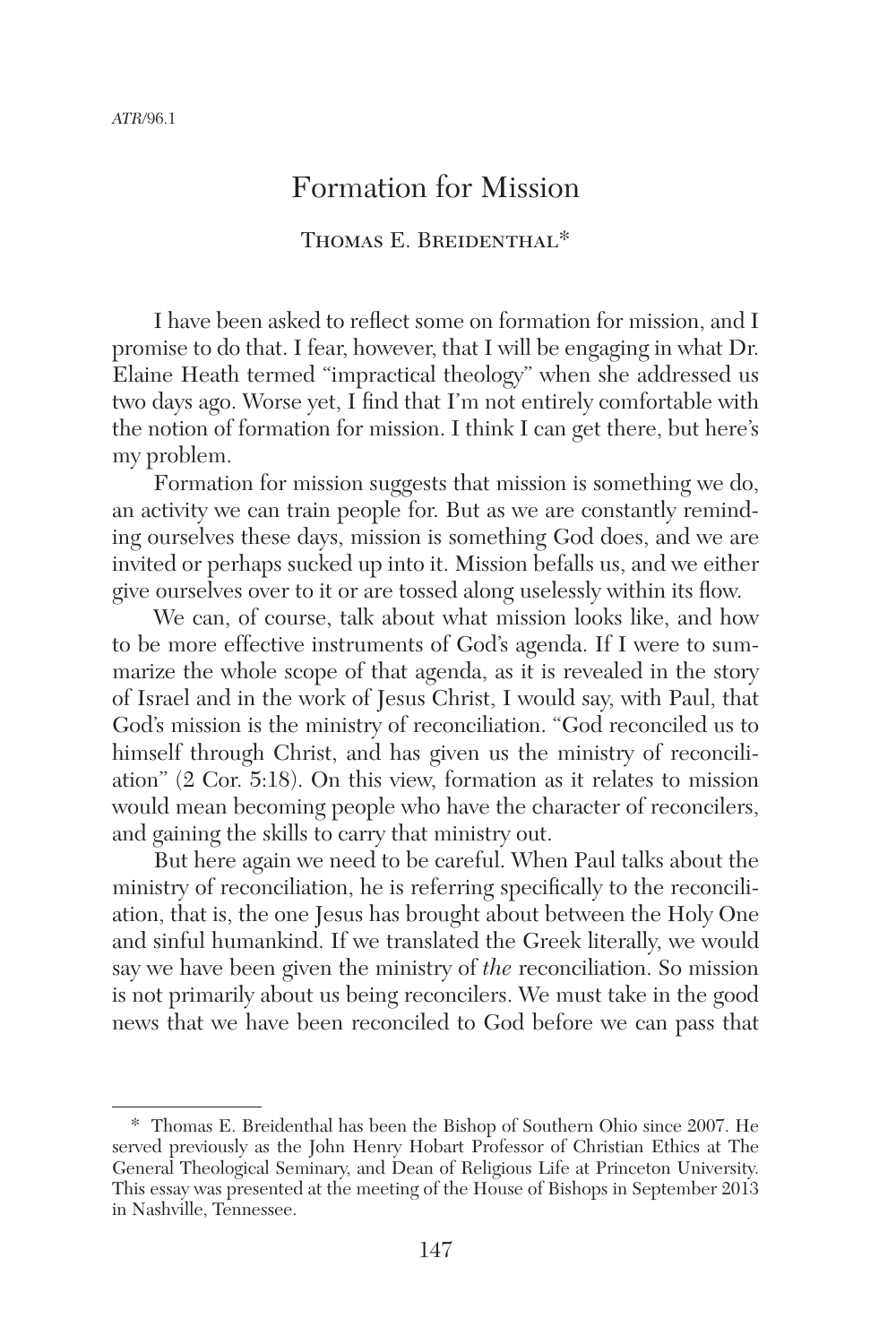# Formation for Mission

## Thomas E. Breidenthal*

I have been asked to reflect some on formation for mission, and I promise to do that. I fear, however, that I will be engaging in what Dr. Elaine Heath termed "impractical theology" when she addressed us two days ago. Worse yet, I find that I'm not entirely comfortable with the notion of formation for mission. I think I can get there, but here's my problem.

Formation for mission suggests that mission is something we do, an activity we can train people for. But as we are constantly reminding ourselves these days, mission is something God does, and we are invited or perhaps sucked up into it. Mission befalls us, and we either give ourselves over to it or are tossed along uselessly within its flow.

We can, of course, talk about what mission looks like, and how to be more effective instruments of God's agenda. If I were to summarize the whole scope of that agenda, as it is revealed in the story of Israel and in the work of Jesus Christ, I would say, with Paul, that God's mission is the ministry of reconciliation. "God reconciled us to himself through Christ, and has given us the ministry of reconciliation" (2 Cor. 5:18). On this view, formation as it relates to mission would mean becoming people who have the character of reconcilers, and gaining the skills to carry that ministry out.

But here again we need to be careful. When Paul talks about the ministry of reconciliation, he is referring specifically to the reconciliation, that is, the one Jesus has brought about between the Holy One and sinful humankind. If we translated the Greek literally, we would say we have been given the ministry of *the* reconciliation. So mission is not primarily about us being reconcilers. We must take in the good news that we have been reconciled to God before we can pass that

---

\* Thomas E. Breidenthal has been the Bishop of Southern Ohio since 2007. He served previously as the John Henry Hobart Professor of Christian Ethics at The General Theological Seminary, and Dean of Religious Life at Princeton University. This essay was presented at the meeting of the House of Bishops in September 2013 in Nashville, Tennessee.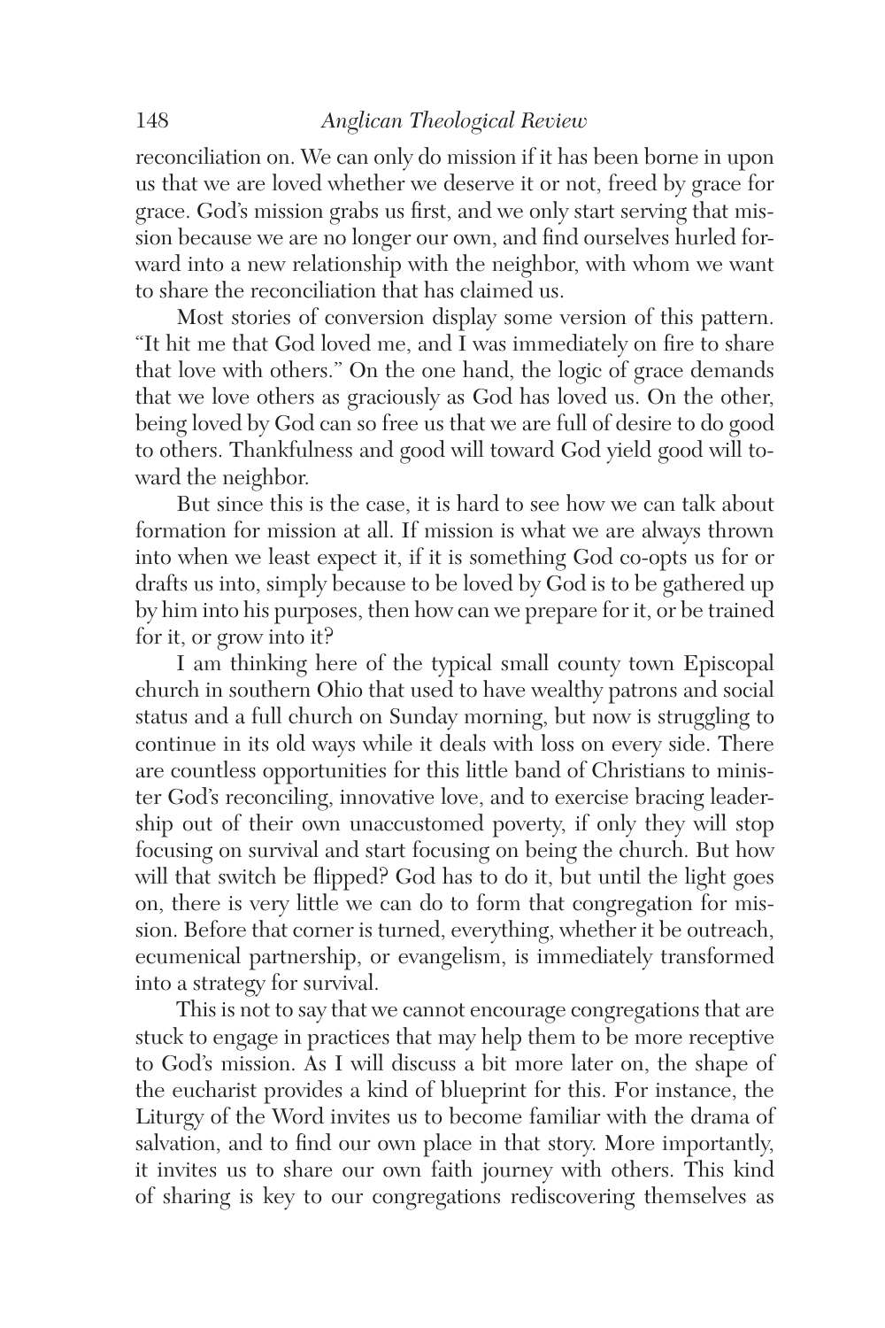reconciliation on. We can only do mission if it has been borne in upon us that we are loved whether we deserve it or not, freed by grace for grace. God's mission grabs us first, and we only start serving that mission because we are no longer our own, and find ourselves hurled forward into a new relationship with the neighbor, with whom we want to share the reconciliation that has claimed us.

Most stories of conversion display some version of this pattern. "It hit me that God loved me, and I was immediately on fire to share that love with others." On the one hand, the logic of grace demands that we love others as graciously as God has loved us. On the other, being loved by God can so free us that we are full of desire to do good to others. Thankfulness and good will toward God yield good will toward the neighbor.

But since this is the case, it is hard to see how we can talk about formation for mission at all. If mission is what we are always thrown into when we least expect it, if it is something God co-opts us for or drafts us into, simply because to be loved by God is to be gathered up by him into his purposes, then how can we prepare for it, or be trained for it, or grow into it?

I am thinking here of the typical small county town Episcopal church in southern Ohio that used to have wealthy patrons and social status and a full church on Sunday morning, but now is struggling to continue in its old ways while it deals with loss on every side. There are countless opportunities for this little band of Christians to minister God's reconciling, innovative love, and to exercise bracing leadership out of their own unaccustomed poverty, if only they will stop focusing on survival and start focusing on being the church. But how will that switch be flipped? God has to do it, but until the light goes on, there is very little we can do to form that congregation for mission. Before that corner is turned, everything, whether it be outreach, ecumenical partnership, or evangelism, is immediately transformed into a strategy for survival.

This is not to say that we cannot encourage congregations that are stuck to engage in practices that may help them to be more receptive to God's mission. As I will discuss a bit more later on, the shape of the eucharist provides a kind of blueprint for this. For instance, the Liturgy of the Word invites us to become familiar with the drama of salvation, and to find our own place in that story. More importantly, it invites us to share our own faith journey with others. This kind of sharing is key to our congregations rediscovering themselves as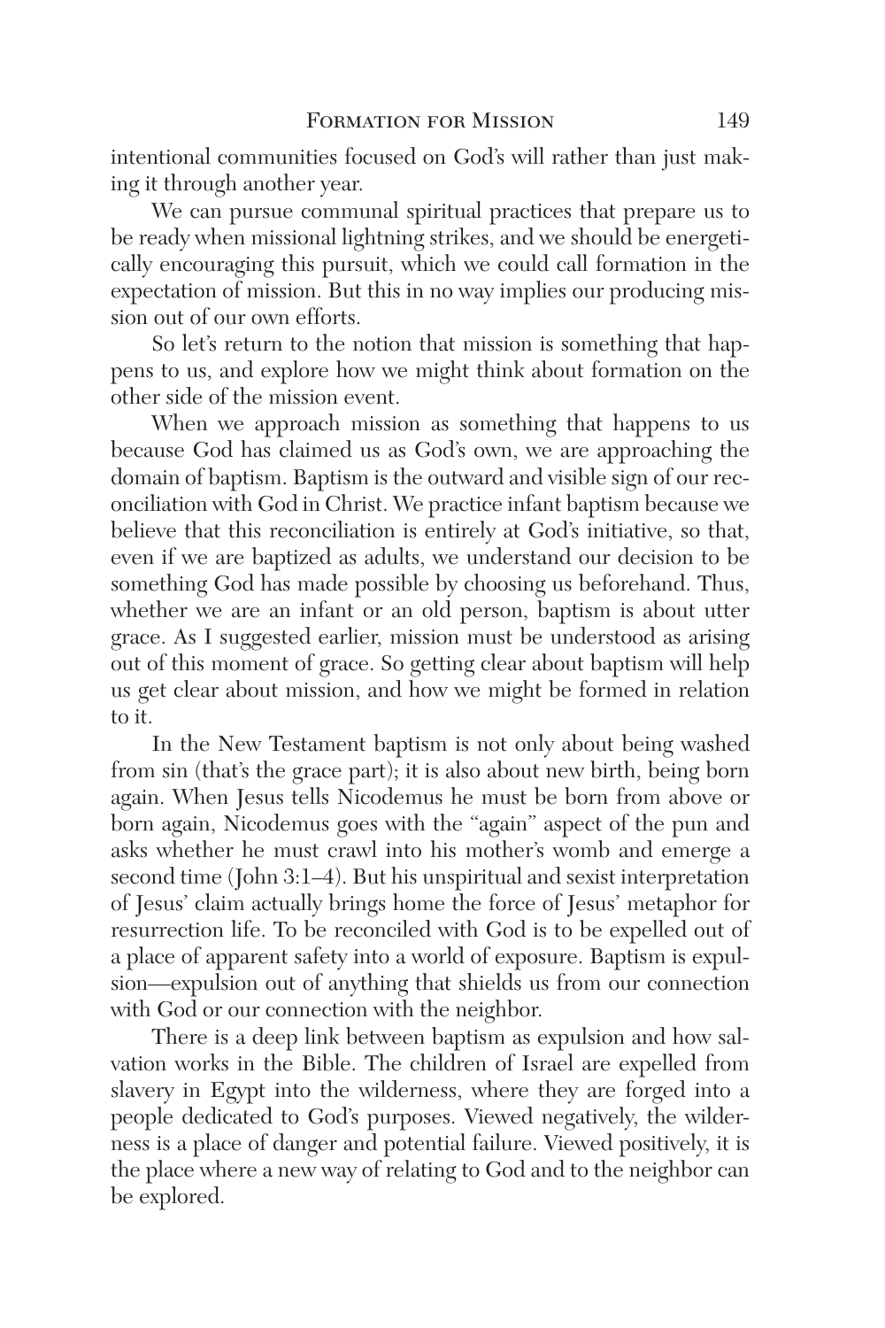intentional communities focused on God's will rather than just making it through another year.

We can pursue communal spiritual practices that prepare us to be ready when missional lightning strikes, and we should be energetically encouraging this pursuit, which we could call formation in the expectation of mission. But this in no way implies our producing mission out of our own efforts.

So let's return to the notion that mission is something that happens to us, and explore how we might think about formation on the other side of the mission event.

When we approach mission as something that happens to us because God has claimed us as God's own, we are approaching the domain of baptism. Baptism is the outward and visible sign of our reconciliation with God in Christ. We practice infant baptism because we believe that this reconciliation is entirely at God's initiative, so that, even if we are baptized as adults, we understand our decision to be something God has made possible by choosing us beforehand. Thus, whether we are an infant or an old person, baptism is about utter grace. As I suggested earlier, mission must be understood as arising out of this moment of grace. So getting clear about baptism will help us get clear about mission, and how we might be formed in relation to it.

In the New Testament baptism is not only about being washed from sin (that's the grace part); it is also about new birth, being born again. When Jesus tells Nicodemus he must be born from above or born again, Nicodemus goes with the "again" aspect of the pun and asks whether he must crawl into his mother's womb and emerge a second time (John 3:1–4). But his unspiritual and sexist interpretation of Jesus' claim actually brings home the force of Jesus' metaphor for resurrection life. To be reconciled with God is to be expelled out of a place of apparent safety into a world of exposure. Baptism is expulsion—expulsion out of anything that shields us from our connection with God or our connection with the neighbor.

There is a deep link between baptism as expulsion and how salvation works in the Bible. The children of Israel are expelled from slavery in Egypt into the wilderness, where they are forged into a people dedicated to God's purposes. Viewed negatively, the wilderness is a place of danger and potential failure. Viewed positively, it is the place where a new way of relating to God and to the neighbor can be explored.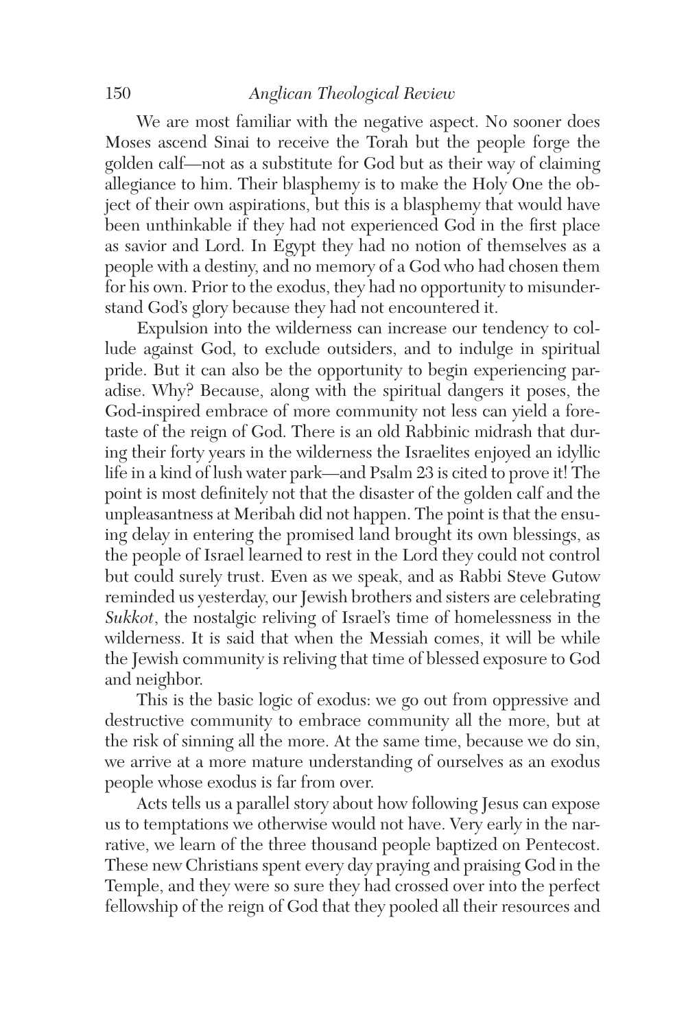We are most familiar with the negative aspect. No sooner does Moses ascend Sinai to receive the Torah but the people forge the golden calf—not as a substitute for God but as their way of claiming allegiance to him. Their blasphemy is to make the Holy One the object of their own aspirations, but this is a blasphemy that would have been unthinkable if they had not experienced God in the first place as savior and Lord. In Egypt they had no notion of themselves as a people with a destiny, and no memory of a God who had chosen them for his own. Prior to the exodus, they had no opportunity to misunderstand God's glory because they had not encountered it.

Expulsion into the wilderness can increase our tendency to collude against God, to exclude outsiders, and to indulge in spiritual pride. But it can also be the opportunity to begin experiencing paradise. Why? Because, along with the spiritual dangers it poses, the God-inspired embrace of more community not less can yield a foretaste of the reign of God. There is an old Rabbinic midrash that during their forty years in the wilderness the Israelites enjoyed an idyllic life in a kind of lush water park—and Psalm 23 is cited to prove it! The point is most definitely not that the disaster of the golden calf and the unpleasantness at Meribah did not happen. The point is that the ensuing delay in entering the promised land brought its own blessings, as the people of Israel learned to rest in the Lord they could not control but could surely trust. Even as we speak, and as Rabbi Steve Gutow reminded us yesterday, our Jewish brothers and sisters are celebrating *Sukkot*, the nostalgic reliving of Israel's time of homelessness in the wilderness. It is said that when the Messiah comes, it will be while the Jewish community is reliving that time of blessed exposure to God and neighbor.

This is the basic logic of exodus: we go out from oppressive and destructive community to embrace community all the more, but at the risk of sinning all the more. At the same time, because we do sin, we arrive at a more mature understanding of ourselves as an exodus people whose exodus is far from over.

Acts tells us a parallel story about how following Jesus can expose us to temptations we otherwise would not have. Very early in the narrative, we learn of the three thousand people baptized on Pentecost. These new Christians spent every day praying and praising God in the Temple, and they were so sure they had crossed over into the perfect fellowship of the reign of God that they pooled all their resources and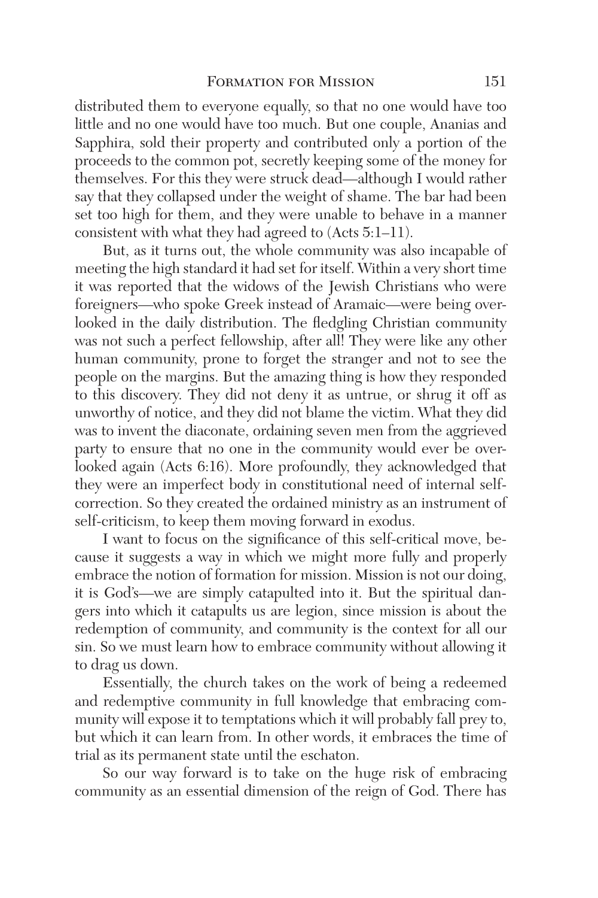distributed them to everyone equally, so that no one would have too little and no one would have too much. But one couple, Ananias and Sapphira, sold their property and contributed only a portion of the proceeds to the common pot, secretly keeping some of the money for themselves. For this they were struck dead—although I would rather say that they collapsed under the weight of shame. The bar had been set too high for them, and they were unable to behave in a manner consistent with what they had agreed to (Acts 5:1–11).

But, as it turns out, the whole community was also incapable of meeting the high standard it had set for itself. Within a very short time it was reported that the widows of the Jewish Christians who were foreigners—who spoke Greek instead of Aramaic—were being overlooked in the daily distribution. The fledgling Christian community was not such a perfect fellowship, after all! They were like any other human community, prone to forget the stranger and not to see the people on the margins. But the amazing thing is how they responded to this discovery. They did not deny it as untrue, or shrug it off as unworthy of notice, and they did not blame the victim. What they did was to invent the diaconate, ordaining seven men from the aggrieved party to ensure that no one in the community would ever be overlooked again (Acts 6:16). More profoundly, they acknowledged that they were an imperfect body in constitutional need of internal self-correction. So they created the ordained ministry as an instrument of self-criticism, to keep them moving forward in exodus.

I want to focus on the significance of this self-critical move, because it suggests a way in which we might more fully and properly embrace the notion of formation for mission. Mission is not our doing, it is God's—we are simply catapulted into it. But the spiritual dangers into which it catapults us are legion, since mission is about the redemption of community, and community is the context for all our sin. So we must learn how to embrace community without allowing it to drag us down.

Essentially, the church takes on the work of being a redeemed and redemptive community in full knowledge that embracing community will expose it to temptations which it will probably fall prey to, but which it can learn from. In other words, it embraces the time of trial as its permanent state until the eschaton.

So our way forward is to take on the huge risk of embracing community as an essential dimension of the reign of God. There has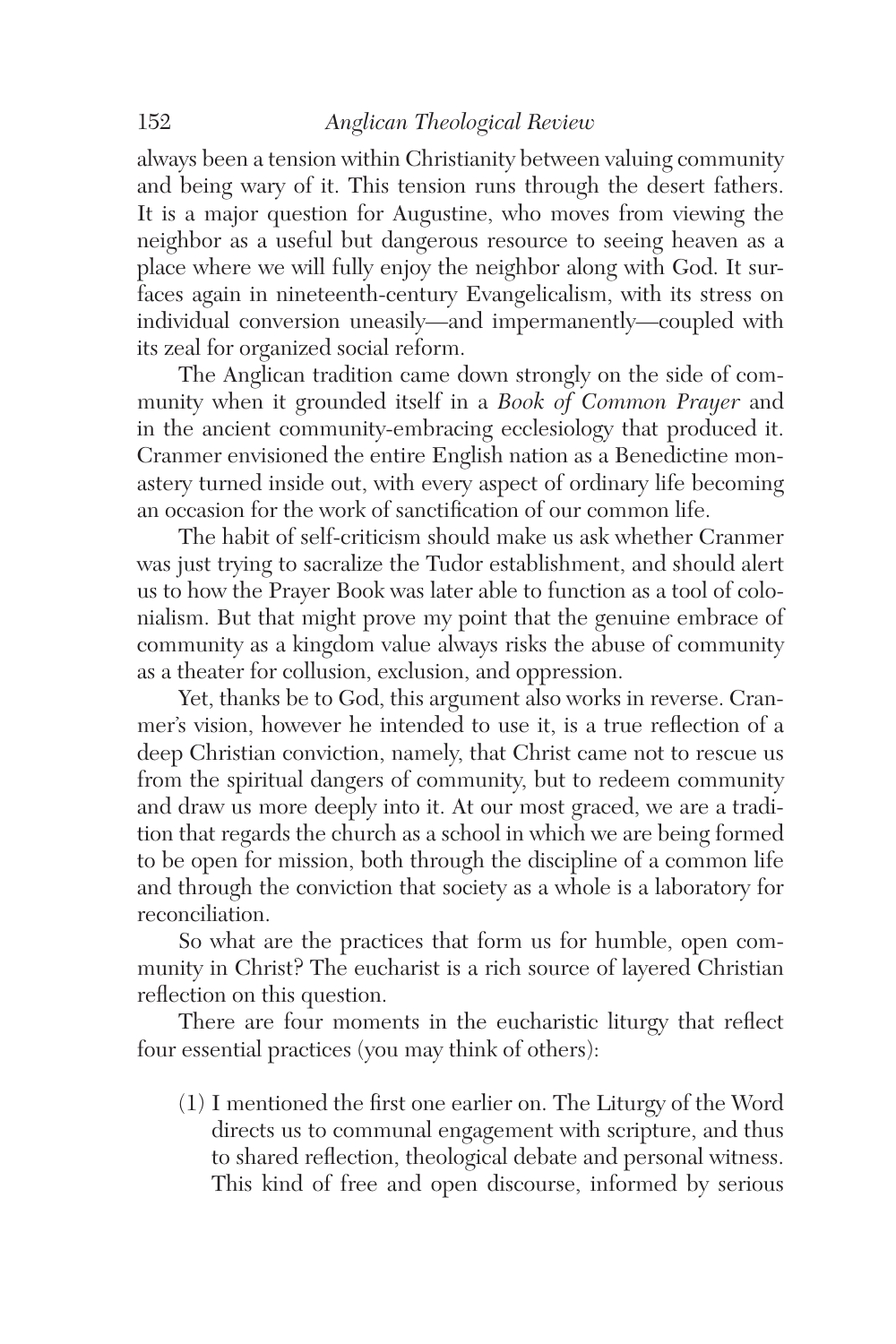always been a tension within Christianity between valuing community and being wary of it. This tension runs through the desert fathers. It is a major question for Augustine, who moves from viewing the neighbor as a useful but dangerous resource to seeing heaven as a place where we will fully enjoy the neighbor along with God. It surfaces again in nineteenth-century Evangelicalism, with its stress on individual conversion uneasily—and impermanently—coupled with its zeal for organized social reform.

The Anglican tradition came down strongly on the side of community when it grounded itself in a *Book of Common Prayer* and in the ancient community-embracing ecclesiology that produced it. Cranmer envisioned the entire English nation as a Benedictine monastery turned inside out, with every aspect of ordinary life becoming an occasion for the work of sanctification of our common life.

The habit of self-criticism should make us ask whether Cranmer was just trying to sacralize the Tudor establishment, and should alert us to how the Prayer Book was later able to function as a tool of colonialism. But that might prove my point that the genuine embrace of community as a kingdom value always risks the abuse of community as a theater for collusion, exclusion, and oppression.

Yet, thanks be to God, this argument also works in reverse. Cranmer's vision, however he intended to use it, is a true reflection of a deep Christian conviction, namely, that Christ came not to rescue us from the spiritual dangers of community, but to redeem community and draw us more deeply into it. At our most graced, we are a tradition that regards the church as a school in which we are being formed to be open for mission, both through the discipline of a common life and through the conviction that society as a whole is a laboratory for reconciliation.

So what are the practices that form us for humble, open community in Christ? The eucharist is a rich source of layered Christian reflection on this question.

There are four moments in the eucharistic liturgy that reflect four essential practices (you may think of others):

(1) I mentioned the first one earlier on. The Liturgy of the Word directs us to communal engagement with scripture, and thus to shared reflection, theological debate and personal witness. This kind of free and open discourse, informed by serious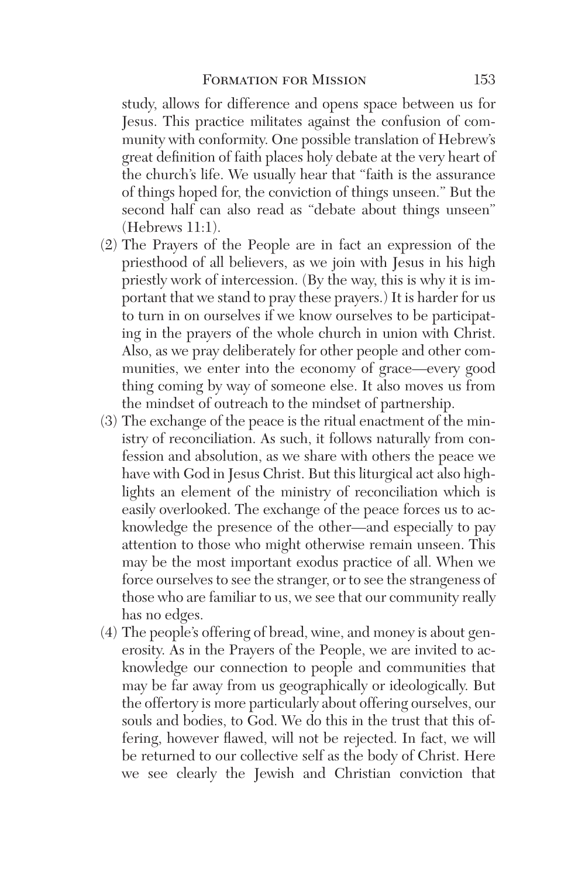study, allows for difference and opens space between us for Jesus. This practice militates against the confusion of community with conformity. One possible translation of Hebrew's great definition of faith places holy debate at the very heart of the church's life. We usually hear that "faith is the assurance of things hoped for, the conviction of things unseen." But the second half can also read as "debate about things unseen" (Hebrews 11:1).

(2) The Prayers of the People are in fact an expression of the priesthood of all believers, as we join with Jesus in his high priestly work of intercession. (By the way, this is why it is important that we stand to pray these prayers.) It is harder for us to turn in on ourselves if we know ourselves to be participating in the prayers of the whole church in union with Christ. Also, as we pray deliberately for other people and other communities, we enter into the economy of grace—every good thing coming by way of someone else. It also moves us from the mindset of outreach to the mindset of partnership.

(3) The exchange of the peace is the ritual enactment of the ministry of reconciliation. As such, it follows naturally from confession and absolution, as we share with others the peace we have with God in Jesus Christ. But this liturgical act also highlights an element of the ministry of reconciliation which is easily overlooked. The exchange of the peace forces us to acknowledge the presence of the other—and especially to pay attention to those who might otherwise remain unseen. This may be the most important exodus practice of all. When we force ourselves to see the stranger, or to see the strangeness of those who are familiar to us, we see that our community really has no edges.

(4) The people's offering of bread, wine, and money is about generosity. As in the Prayers of the People, we are invited to acknowledge our connection to people and communities that may be far away from us geographically or ideologically. But the offertory is more particularly about offering ourselves, our souls and bodies, to God. We do this in the trust that this offering, however flawed, will not be rejected. In fact, we will be returned to our collective self as the body of Christ. Here we see clearly the Jewish and Christian conviction that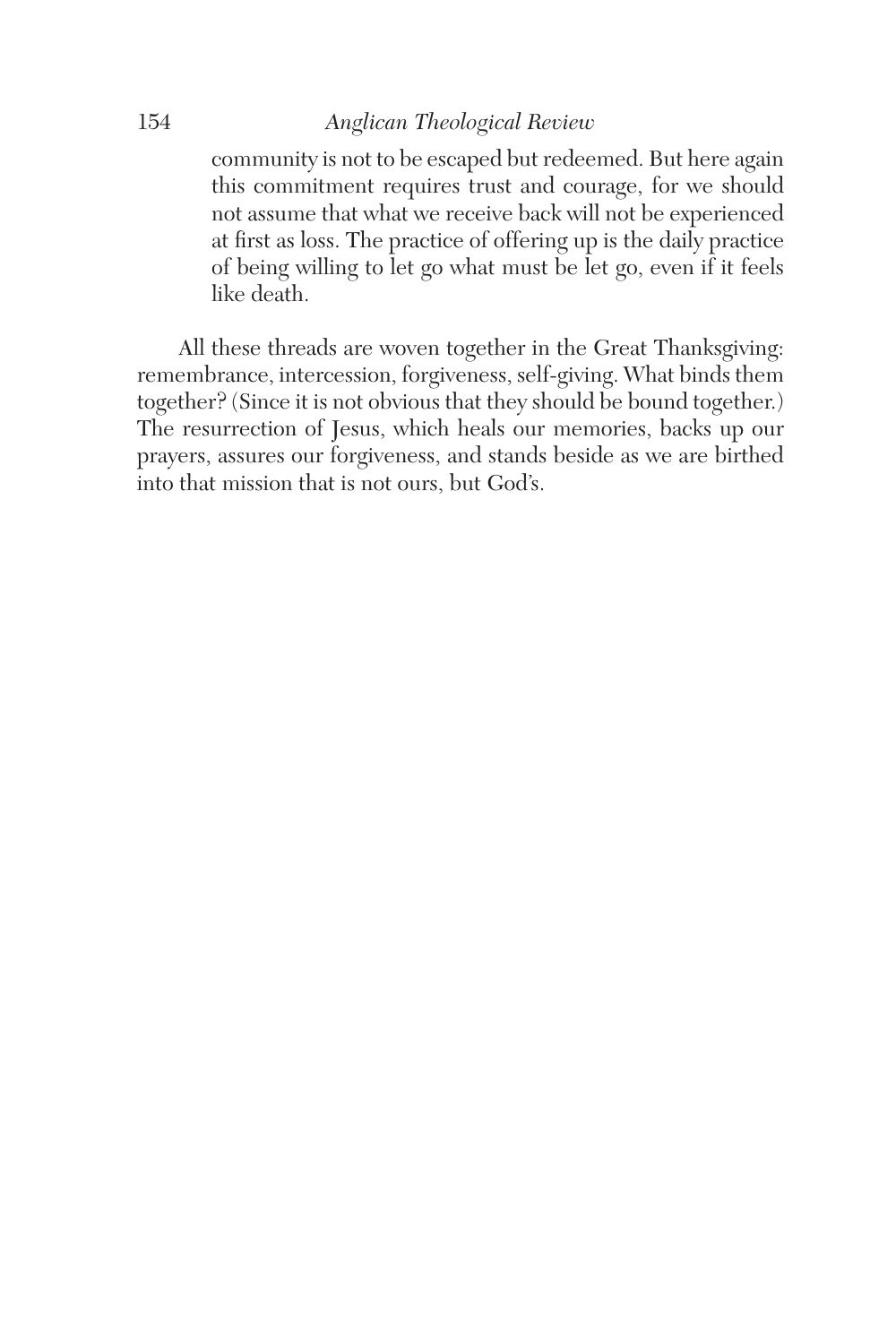community is not to be escaped but redeemed. But here again this commitment requires trust and courage, for we should not assume that what we receive back will not be experienced at first as loss. The practice of offering up is the daily practice of being willing to let go what must be let go, even if it feels like death.

All these threads are woven together in the Great Thanksgiving: remembrance, intercession, forgiveness, self-giving. What binds them together? (Since it is not obvious that they should be bound together.) The resurrection of Jesus, which heals our memories, backs up our prayers, assures our forgiveness, and stands beside as we are birthed into that mission that is not ours, but God's.